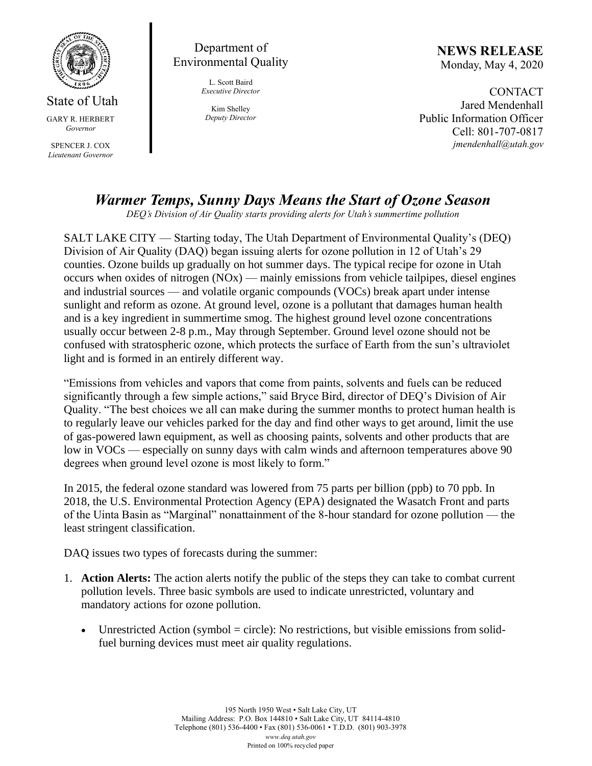State of Utah

GARY R. HERBERT
*Governor*

SPENCER J. COX
*Lieutenant Governor*

Department of Environmental Quality

L. Scott Baird
*Executive Director*

Kim Shelley
*Deputy Director*

**NEWS RELEASE**
Monday, May 4, 2020

CONTACT
Jared Mendenhall
Public Information Officer
Cell: 801-707-0817
*jmendenhall@utah.gov*

# *Warmer Temps, Sunny Days Means the Start of Ozone Season*

*DEQ's Division of Air Quality starts providing alerts for Utah's summertime pollution*

SALT LAKE CITY — Starting today, The Utah Department of Environmental Quality's (DEQ) Division of Air Quality (DAQ) began issuing alerts for ozone pollution in 12 of Utah's 29 counties. Ozone builds up gradually on hot summer days. The typical recipe for ozone in Utah occurs when oxides of nitrogen (NOx) — mainly emissions from vehicle tailpipes, diesel engines and industrial sources — and volatile organic compounds (VOCs) break apart under intense sunlight and reform as ozone. At ground level, ozone is a pollutant that damages human health and is a key ingredient in summertime smog. The highest ground level ozone concentrations usually occur between 2-8 p.m., May through September. Ground level ozone should not be confused with stratospheric ozone, which protects the surface of Earth from the sun's ultraviolet light and is formed in an entirely different way.

"Emissions from vehicles and vapors that come from paints, solvents and fuels can be reduced significantly through a few simple actions," said Bryce Bird, director of DEQ's Division of Air Quality. "The best choices we all can make during the summer months to protect human health is to regularly leave our vehicles parked for the day and find other ways to get around, limit the use of gas-powered lawn equipment, as well as choosing paints, solvents and other products that are low in VOCs — especially on sunny days with calm winds and afternoon temperatures above 90 degrees when ground level ozone is most likely to form."

In 2015, the federal ozone standard was lowered from 75 parts per billion (ppb) to 70 ppb. In 2018, the U.S. Environmental Protection Agency (EPA) designated the Wasatch Front and parts of the Uinta Basin as "Marginal" nonattainment of the 8-hour standard for ozone pollution — the least stringent classification.

DAQ issues two types of forecasts during the summer:

1. **Action Alerts:** The action alerts notify the public of the steps they can take to combat current pollution levels. Three basic symbols are used to indicate unrestricted, voluntary and mandatory actions for ozone pollution.
   - Unrestricted Action (symbol = circle): No restrictions, but visible emissions from solid-fuel burning devices must meet air quality regulations.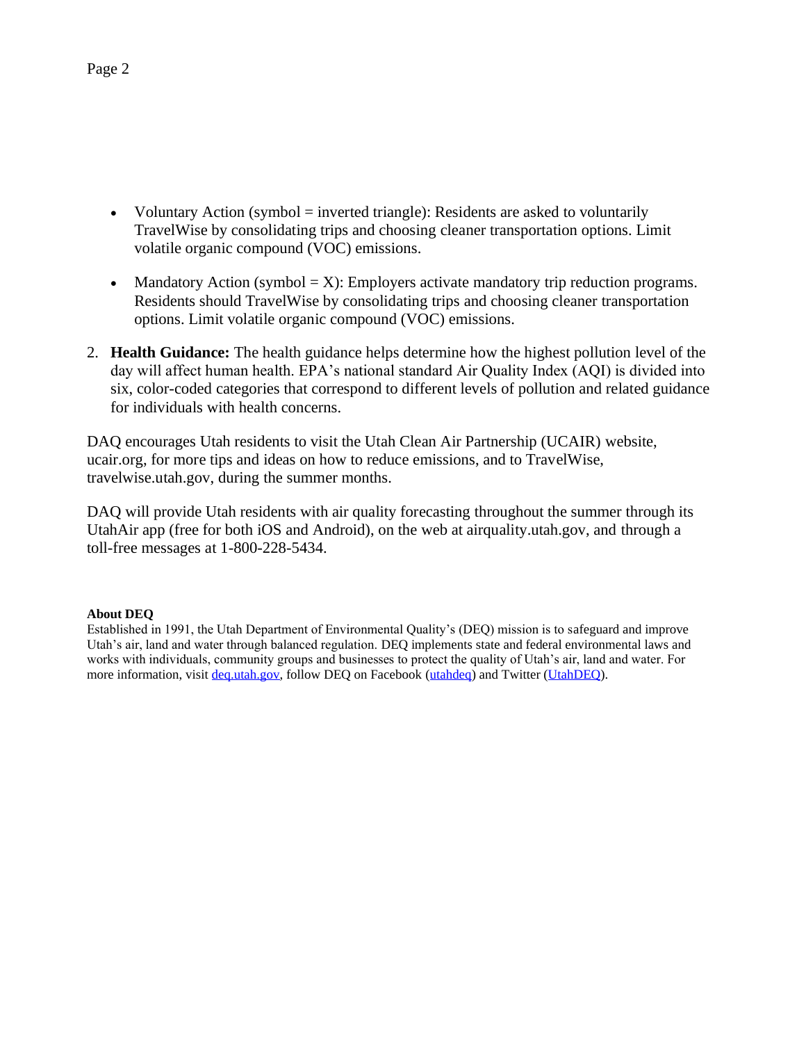- Voluntary Action (symbol = inverted triangle): Residents are asked to voluntarily TravelWise by consolidating trips and choosing cleaner transportation options. Limit volatile organic compound (VOC) emissions.

- Mandatory Action (symbol = X): Employers activate mandatory trip reduction programs. Residents should TravelWise by consolidating trips and choosing cleaner transportation options. Limit volatile organic compound (VOC) emissions.

2. **Health Guidance:** The health guidance helps determine how the highest pollution level of the day will affect human health. EPA's national standard Air Quality Index (AQI) is divided into six, color-coded categories that correspond to different levels of pollution and related guidance for individuals with health concerns.

DAQ encourages Utah residents to visit the Utah Clean Air Partnership (UCAIR) website, ucair.org, for more tips and ideas on how to reduce emissions, and to TravelWise, travelwise.utah.gov, during the summer months.

DAQ will provide Utah residents with air quality forecasting throughout the summer through its UtahAir app (free for both iOS and Android), on the web at airquality.utah.gov, and through a toll-free messages at 1-800-228-5434.

**About DEQ**

Established in 1991, the Utah Department of Environmental Quality's (DEQ) mission is to safeguard and improve Utah's air, land and water through balanced regulation. DEQ implements state and federal environmental laws and works with individuals, community groups and businesses to protect the quality of Utah's air, land and water. For more information, visit deq.utah.gov, follow DEQ on Facebook (utahdeq) and Twitter (UtahDEQ).